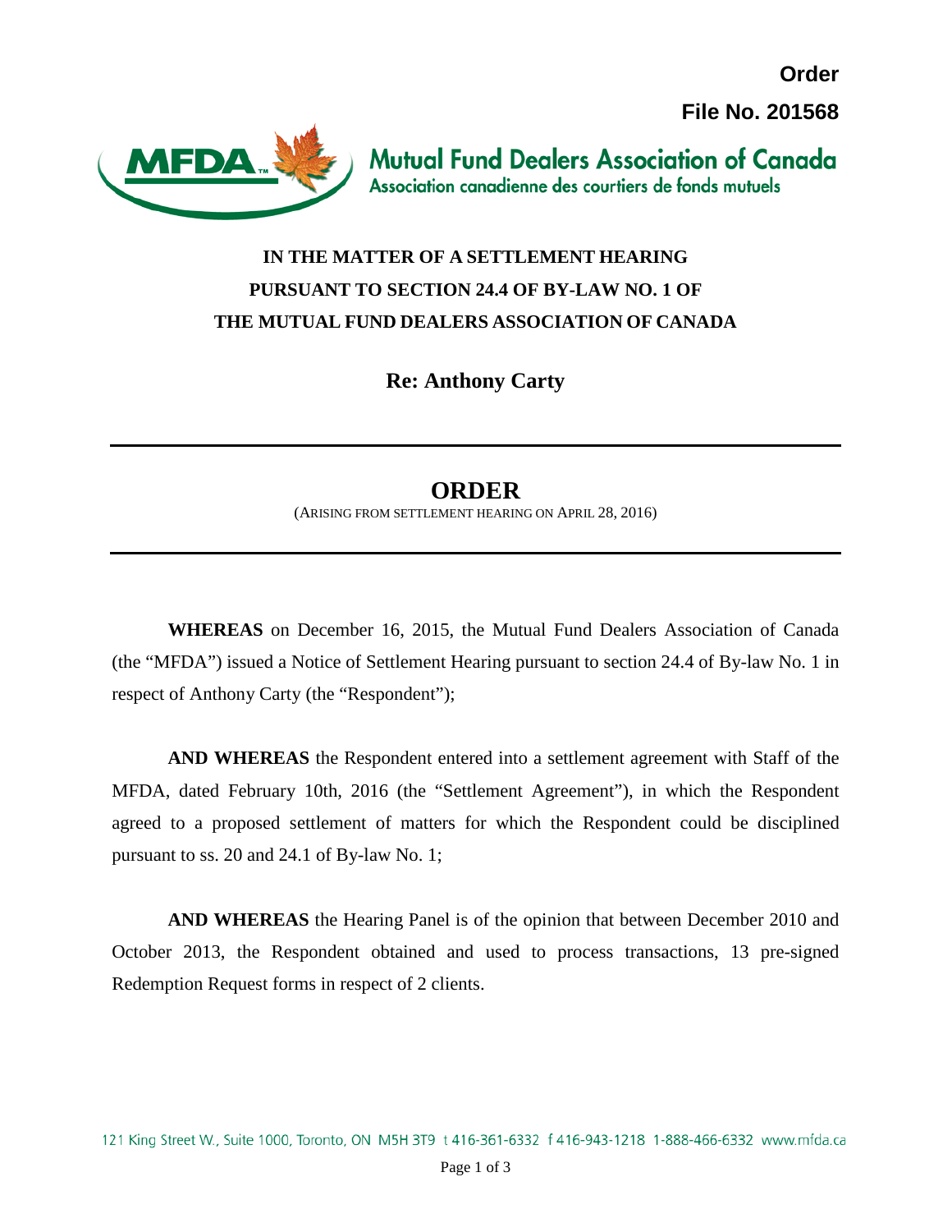**Order**

**File No. 201568**

**Mutual Fund Dealers Association of Canada**
Association canadienne des courtiers de fonds mutuels

**IN THE MATTER OF A SETTLEMENT HEARING PURSUANT TO SECTION 24.4 OF BY-LAW NO. 1 OF THE MUTUAL FUND DEALERS ASSOCIATION OF CANADA**

**Re: Anthony Carty**

---

# ORDER

(ARISING FROM SETTLEMENT HEARING ON APRIL 28, 2016)

---

**WHEREAS** on December 16, 2015, the Mutual Fund Dealers Association of Canada (the "MFDA") issued a Notice of Settlement Hearing pursuant to section 24.4 of By-law No. 1 in respect of Anthony Carty (the "Respondent");

**AND WHEREAS** the Respondent entered into a settlement agreement with Staff of the MFDA, dated February 10th, 2016 (the "Settlement Agreement"), in which the Respondent agreed to a proposed settlement of matters for which the Respondent could be disciplined pursuant to ss. 20 and 24.1 of By-law No. 1;

**AND WHEREAS** the Hearing Panel is of the opinion that between December 2010 and October 2013, the Respondent obtained and used to process transactions, 13 pre-signed Redemption Request forms in respect of 2 clients.

121 King Street W., Suite 1000, Toronto, ON M5H 3T9 t 416-361-6332 f 416-943-1218 1-888-466-6332 www.mfda.ca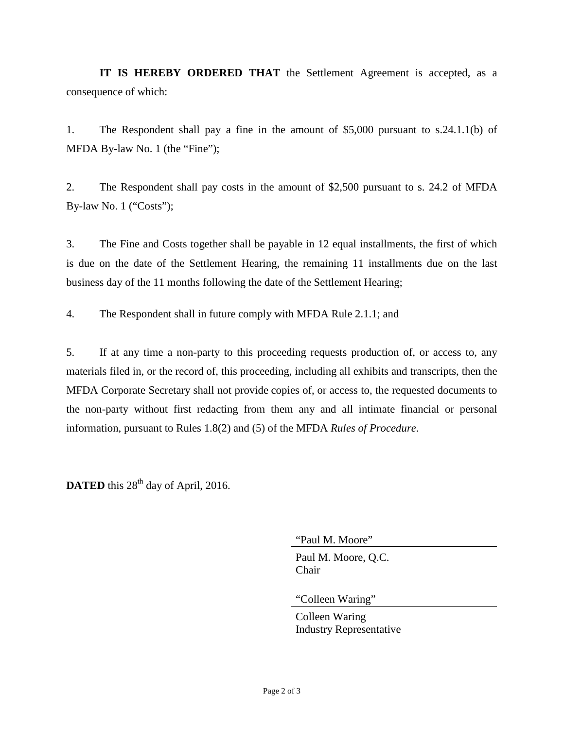**IT IS HEREBY ORDERED THAT** the Settlement Agreement is accepted, as a consequence of which:

1. The Respondent shall pay a fine in the amount of $5,000 pursuant to s.24.1.1(b) of MFDA By-law No. 1 (the "Fine");

2. The Respondent shall pay costs in the amount of $2,500 pursuant to s. 24.2 of MFDA By-law No. 1 ("Costs");

3. The Fine and Costs together shall be payable in 12 equal installments, the first of which is due on the date of the Settlement Hearing, the remaining 11 installments due on the last business day of the 11 months following the date of the Settlement Hearing;

4. The Respondent shall in future comply with MFDA Rule 2.1.1; and

5. If at any time a non-party to this proceeding requests production of, or access to, any materials filed in, or the record of, this proceeding, including all exhibits and transcripts, then the MFDA Corporate Secretary shall not provide copies of, or access to, the requested documents to the non-party without first redacting from them any and all intimate financial or personal information, pursuant to Rules 1.8(2) and (5) of the MFDA *Rules of Procedure*.

**DATED** this 28th day of April, 2016.

"Paul M. Moore"

Paul M. Moore, Q.C.
Chair

"Colleen Waring"

Colleen Waring
Industry Representative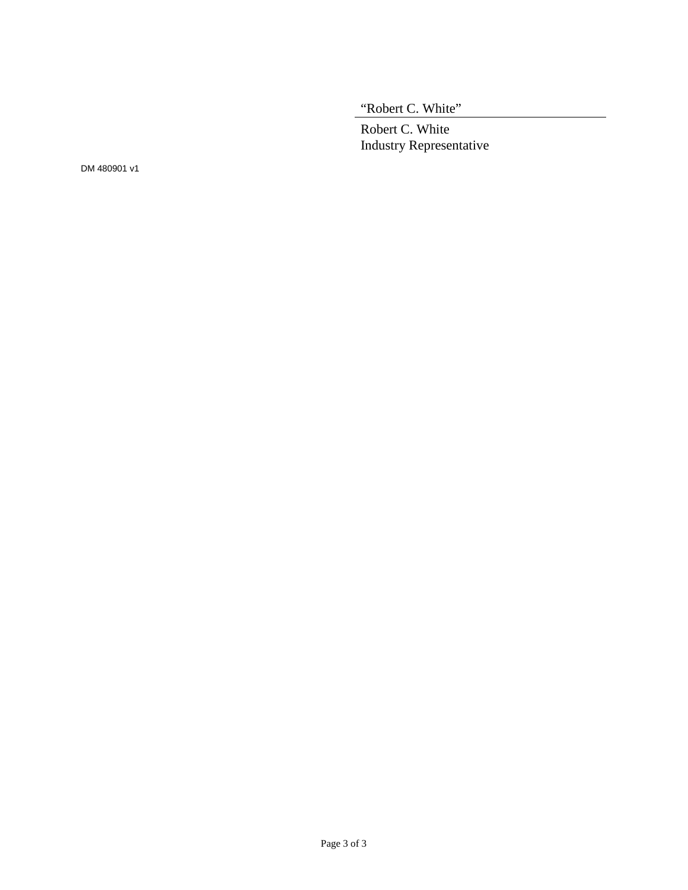"Robert C. White"

Robert C. White
Industry Representative

DM 480901 v1